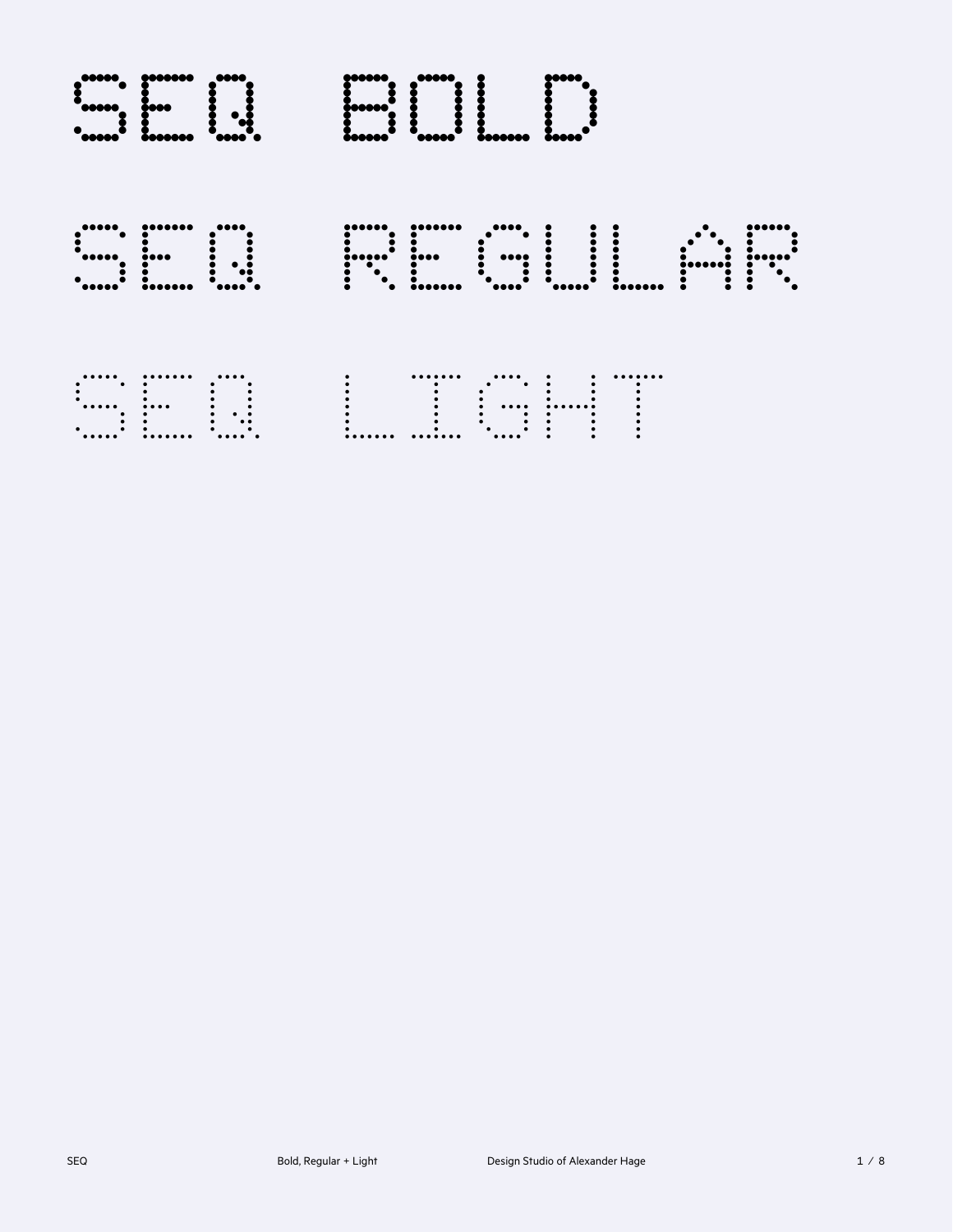# SEQ BOLD

## SEQ REGULAR

### SEQ LIGHT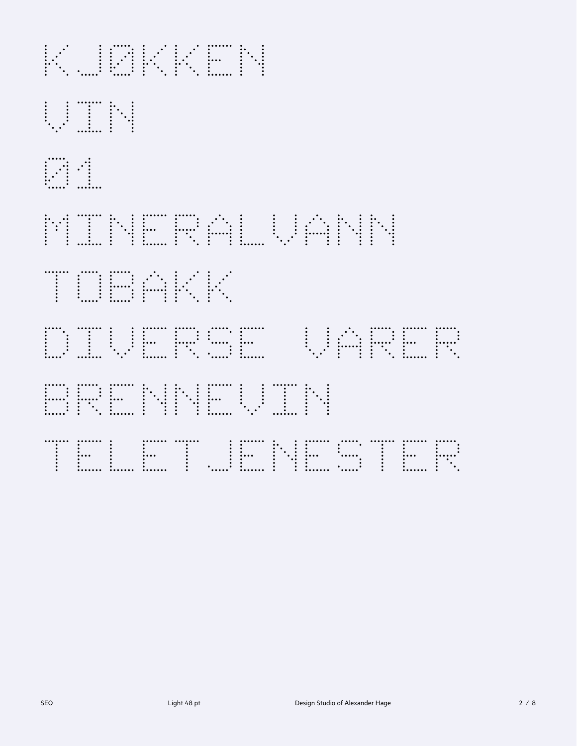KJØKKEN

VIN

01

MINERALVANN

TOBAKK

DIVERSE VARER

BRENNEVIN

TELETJENESTER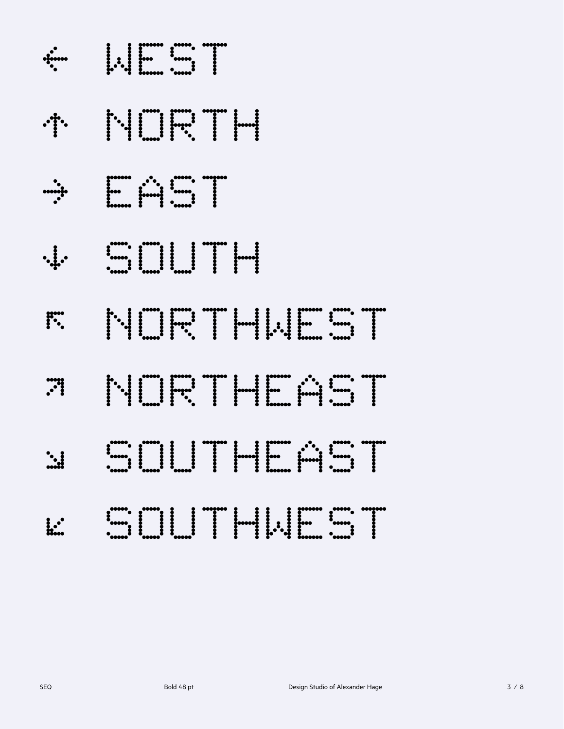← WEST

↑ NORTH

→ EAST

↓ SOUTH

↖ NORTHWEST

↗ NORTHEAST

↘ SOUTHEAST

↙ SOUTHWEST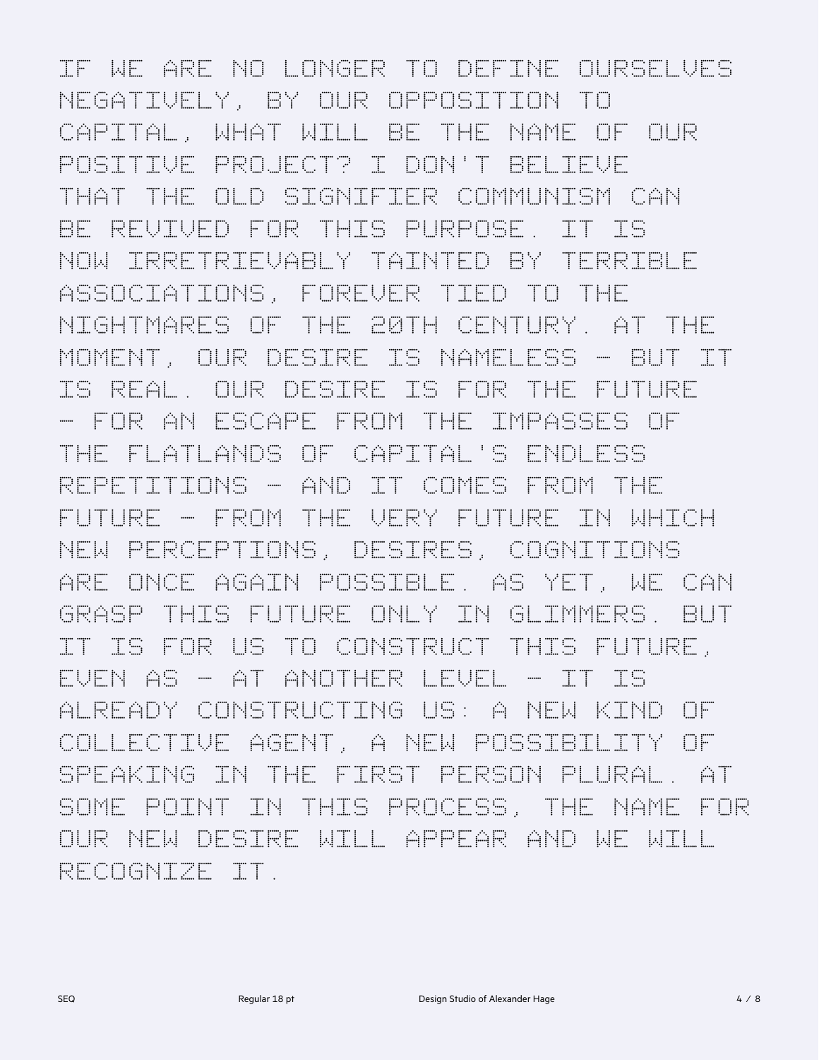IF WE ARE NO LONGER TO DEFINE OURSELVES NEGATIVELY, BY OUR OPPOSITION TO CAPITAL, WHAT WILL BE THE NAME OF OUR POSITIVE PROJECT? I DON'T BELIEVE THAT THE OLD SIGNIFIER COMMUNISM CAN BE REVIVED FOR THIS PURPOSE. IT IS NOW IRRETRIEVABLY TAINTED BY TERRIBLE ASSOCIATIONS, FOREVER TIED TO THE NIGHTMARES OF THE 20TH CENTURY. AT THE MOMENT, OUR DESIRE IS NAMELESS – BUT IT IS REAL. OUR DESIRE IS FOR THE FUTURE – FOR AN ESCAPE FROM THE IMPASSES OF THE FLATLANDS OF CAPITAL'S ENDLESS REPETITIONS – AND IT COMES FROM THE FUTURE – FROM THE VERY FUTURE IN WHICH NEW PERCEPTIONS, DESIRES, COGNITIONS ARE ONCE AGAIN POSSIBLE. AS YET, WE CAN GRASP THIS FUTURE ONLY IN GLIMMERS. BUT IT IS FOR US TO CONSTRUCT THIS FUTURE, EVEN AS – AT ANOTHER LEVEL – IT IS ALREADY CONSTRUCTING US: A NEW KIND OF COLLECTIVE AGENT, A NEW POSSIBILITY OF SPEAKING IN THE FIRST PERSON PLURAL. AT SOME POINT IN THIS PROCESS, THE NAME FOR OUR NEW DESIRE WILL APPEAR AND WE WILL RECOGNIZE IT.

SEQ    Regular 18 pt    Design Studio of Alexander Hage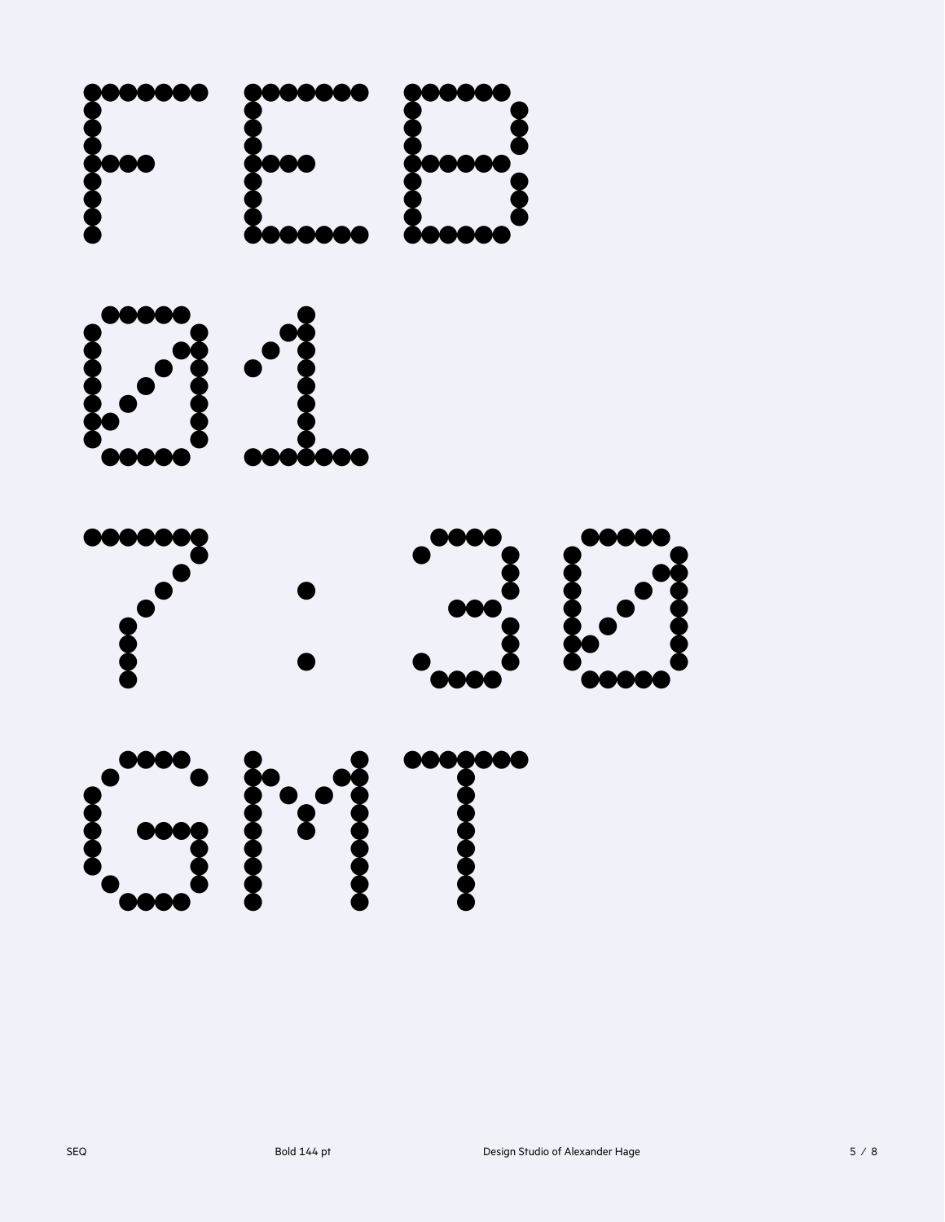FEB

01

7:30

GMT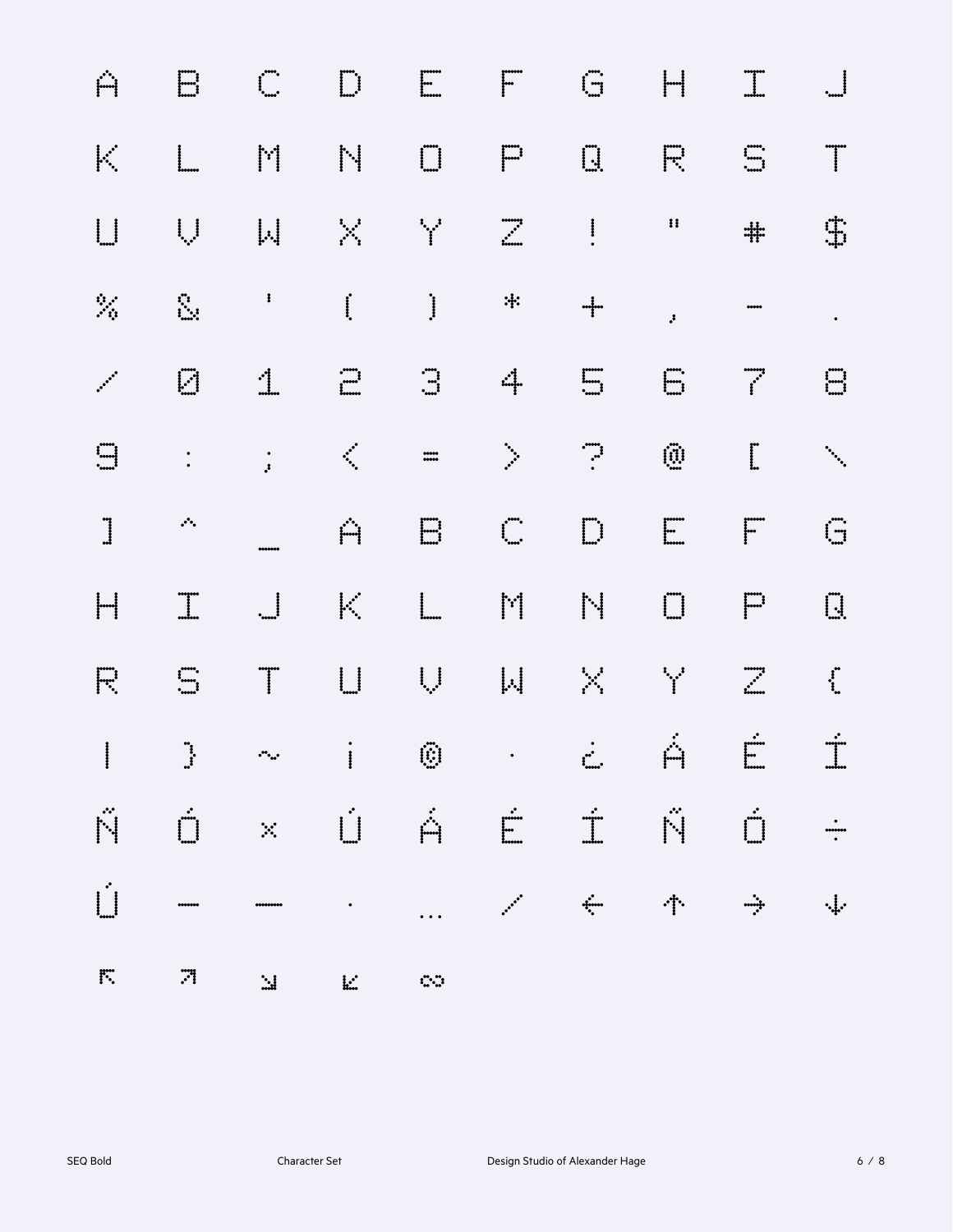A B C D E F G H I J

K L M N O P Q R S T

U V W X Y Z ! " # $

% & ' ( ) * + , - .

/ 0 1 2 3 4 5 6 7 8

9 : ; < = > ? @ [ \

] ^ _ a b c d e f g

h i j k l m n o p q

r s t u v w x y z {

| } ~ ¡ © · ¿ Á É Í

Ñ Ó × Ú á é í ñ ó ÷

ú – — • … ⁄ ← ↑ → ↓

↖ ↗ ↘ ↙ ∞

SEQ Bold — Character Set — Design Studio of Alexander Hage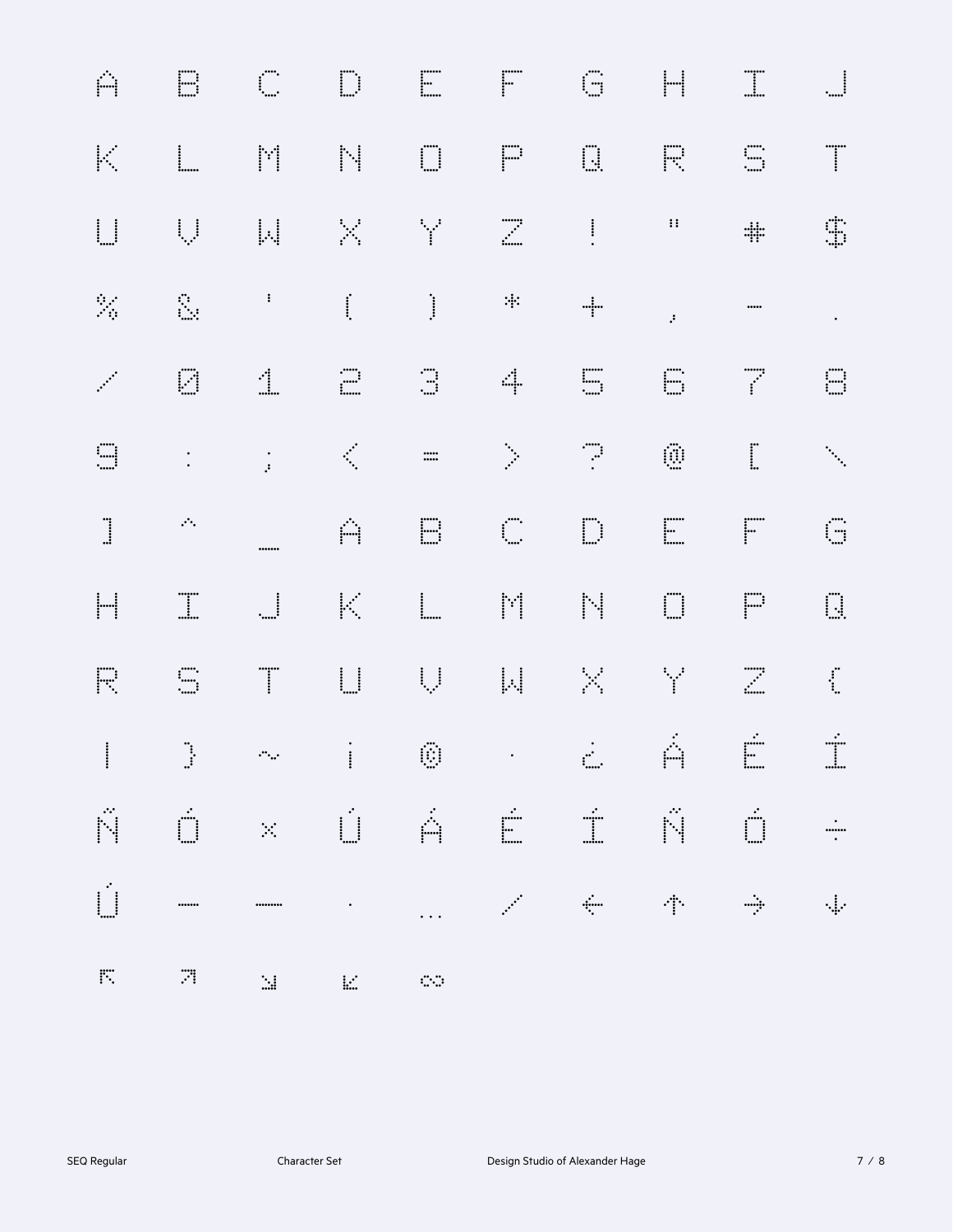A B C D E F G H I J

K L M N O P Q R S T

U V W X Y Z ! " # $

% & ' ( ) * + , - .

/ 0 1 2 3 4 5 6 7 8

9 : ; < = > ? @ [ \

] ^ _ a b c d e f g

h i j k l m n o p q

r s t u v w x y z {

| } ~ ¡ © · ¿ Á É Í

Ñ Ó × Ú á é í ñ ó ÷

ú – — • … ⁄ ← ↑ → ↓

↖ ↗ ↘ ↙ ∞

SEQ Regular

Character Set

Design Studio of Alexander Hage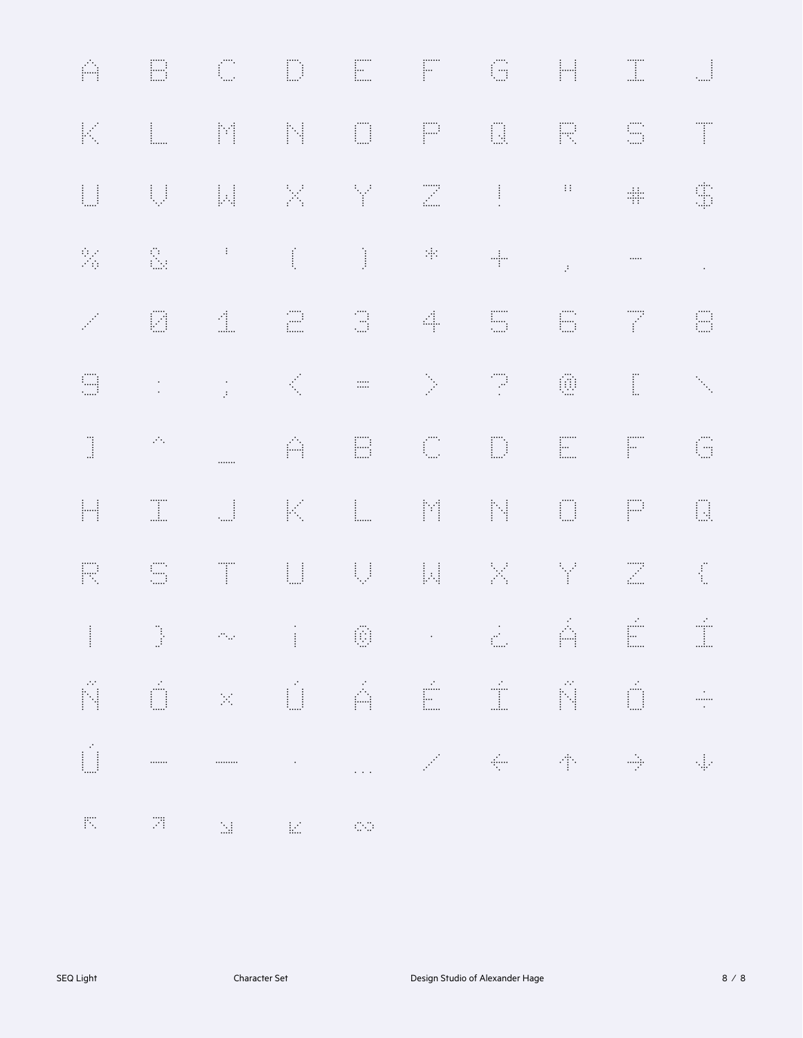A B C D E F G H I J

K L M N O P Q R S T

U V W X Y Z ! " # $

% & ' ( ) * + , - .

/ 0 1 2 3 4 5 6 7 8

9 : ; < = > ? @ [ \

] ^ _ a b c d e f g

h i j k l m n o p q

r s t u v w x y z {

| } ~ ¡ © · ¿ Á É Í

Ñ Ó × Ú á é í ñ ó ÷

ú – — · … ⁄ ← ↑ → ↓

↖ ↗ ↘ ↙ ∞